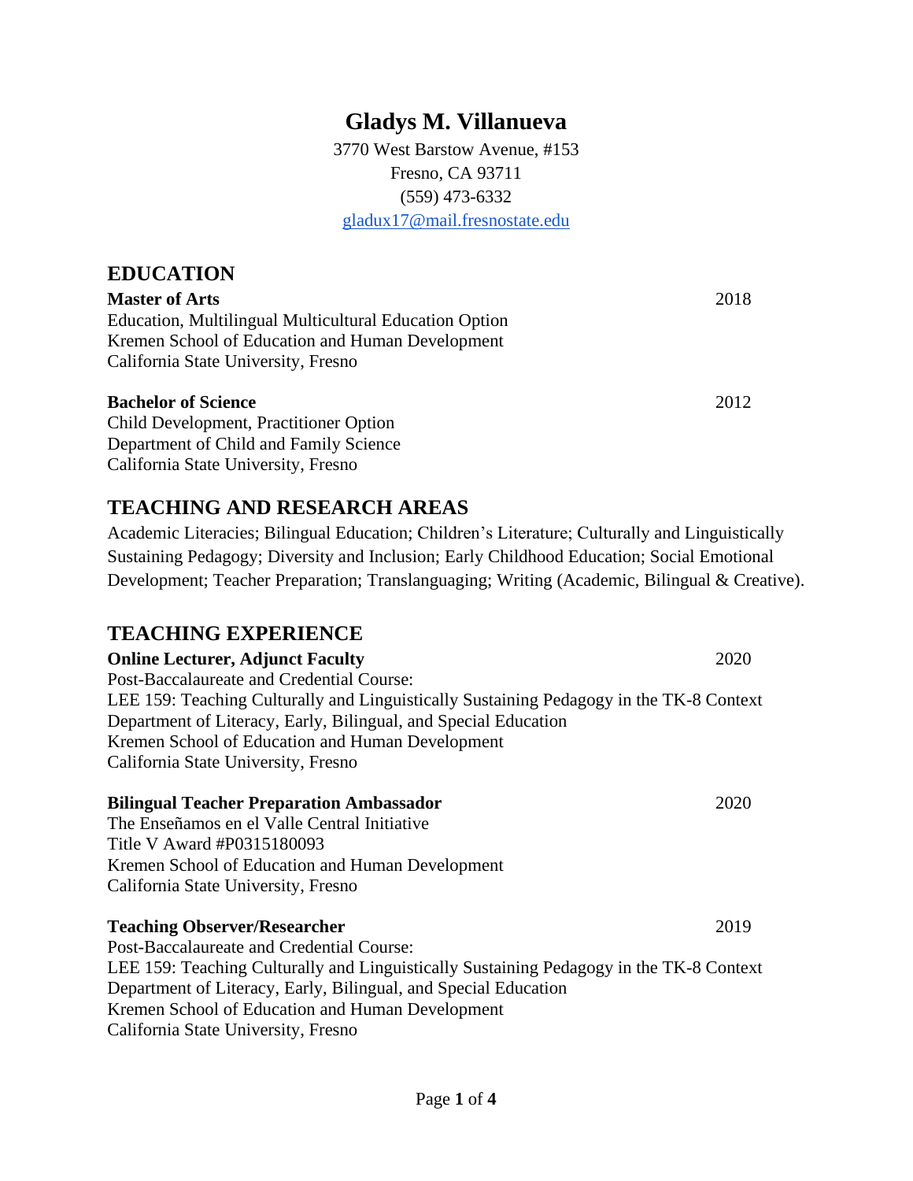# Gladys M. Villanueva

3770 West Barstow Avenue, #153
Fresno, CA 93711
(559) 473-6332
gladux17@mail.fresnostate.edu

## EDUCATION

**Master of Arts** 2018
Education, Multilingual Multicultural Education Option
Kremen School of Education and Human Development
California State University, Fresno

**Bachelor of Science** 2012
Child Development, Practitioner Option
Department of Child and Family Science
California State University, Fresno

## TEACHING AND RESEARCH AREAS

Academic Literacies; Bilingual Education; Children's Literature; Culturally and Linguistically Sustaining Pedagogy; Diversity and Inclusion; Early Childhood Education; Social Emotional Development; Teacher Preparation; Translanguaging; Writing (Academic, Bilingual & Creative).

## TEACHING EXPERIENCE

**Online Lecturer, Adjunct Faculty** 2020
Post-Baccalaureate and Credential Course:
LEE 159: Teaching Culturally and Linguistically Sustaining Pedagogy in the TK-8 Context
Department of Literacy, Early, Bilingual, and Special Education
Kremen School of Education and Human Development
California State University, Fresno

**Bilingual Teacher Preparation Ambassador** 2020
The Enseñamos en el Valle Central Initiative
Title V Award #P0315180093
Kremen School of Education and Human Development
California State University, Fresno

**Teaching Observer/Researcher** 2019
Post-Baccalaureate and Credential Course:
LEE 159: Teaching Culturally and Linguistically Sustaining Pedagogy in the TK-8 Context
Department of Literacy, Early, Bilingual, and Special Education
Kremen School of Education and Human Development
California State University, Fresno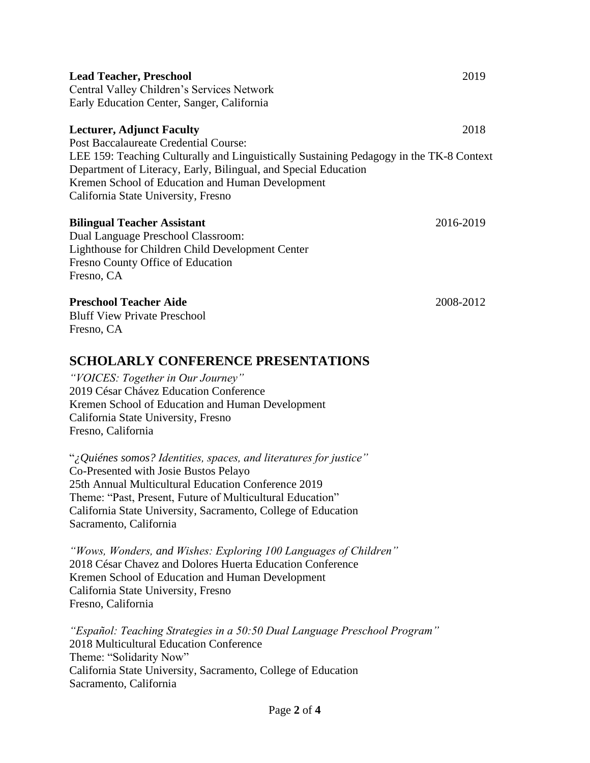**Lead Teacher, Preschool** 2019
Central Valley Children's Services Network
Early Education Center, Sanger, California

**Lecturer, Adjunct Faculty** 2018
Post Baccalaureate Credential Course:
LEE 159: Teaching Culturally and Linguistically Sustaining Pedagogy in the TK-8 Context
Department of Literacy, Early, Bilingual, and Special Education
Kremen School of Education and Human Development
California State University, Fresno

**Bilingual Teacher Assistant** 2016-2019
Dual Language Preschool Classroom:
Lighthouse for Children Child Development Center
Fresno County Office of Education
Fresno, CA

**Preschool Teacher Aide** 2008-2012
Bluff View Private Preschool
Fresno, CA

## SCHOLARLY CONFERENCE PRESENTATIONS

*"VOICES: Together in Our Journey"*
2019 César Chávez Education Conference
Kremen School of Education and Human Development
California State University, Fresno
Fresno, California

"*¿Quiénes somos? Identities, spaces, and literatures for justice"*
Co-Presented with Josie Bustos Pelayo
25th Annual Multicultural Education Conference 2019
Theme: "Past, Present, Future of Multicultural Education"
California State University, Sacramento, College of Education
Sacramento, California

*"Wows, Wonders, and Wishes: Exploring 100 Languages of Children"*
2018 César Chavez and Dolores Huerta Education Conference
Kremen School of Education and Human Development
California State University, Fresno
Fresno, California

*"Español: Teaching Strategies in a 50:50 Dual Language Preschool Program"*
2018 Multicultural Education Conference
Theme: "Solidarity Now"
California State University, Sacramento, College of Education
Sacramento, California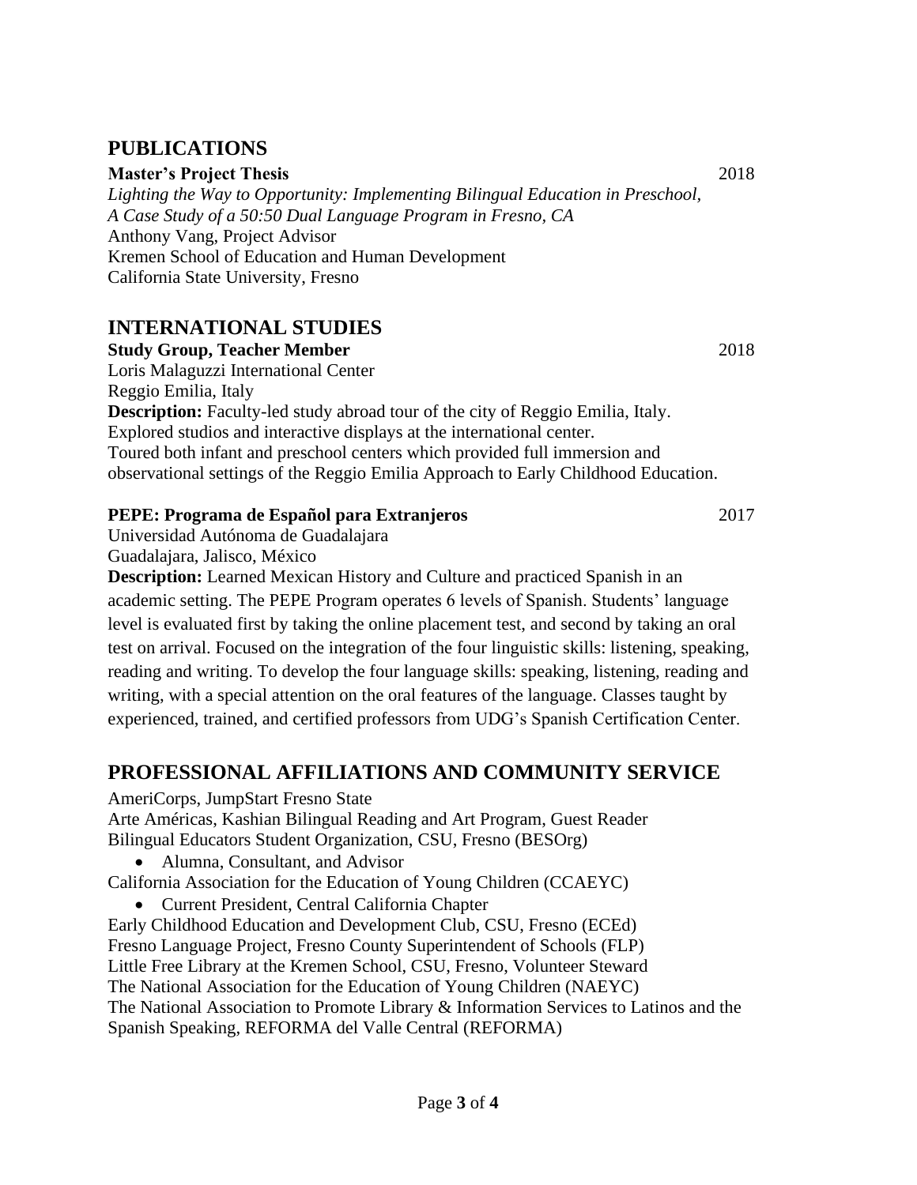## PUBLICATIONS

**Master's Project Thesis** 2018

*Lighting the Way to Opportunity: Implementing Bilingual Education in Preschool, A Case Study of a 50:50 Dual Language Program in Fresno, CA*
Anthony Vang, Project Advisor
Kremen School of Education and Human Development
California State University, Fresno

## INTERNATIONAL STUDIES

**Study Group, Teacher Member** 2018

Loris Malaguzzi International Center
Reggio Emilia, Italy
**Description:** Faculty-led study abroad tour of the city of Reggio Emilia, Italy. Explored studios and interactive displays at the international center. Toured both infant and preschool centers which provided full immersion and observational settings of the Reggio Emilia Approach to Early Childhood Education.

**PEPE: Programa de Español para Extranjeros** 2017

Universidad Autónoma de Guadalajara
Guadalajara, Jalisco, México
**Description:** Learned Mexican History and Culture and practiced Spanish in an academic setting. The PEPE Program operates 6 levels of Spanish. Students' language level is evaluated first by taking the online placement test, and second by taking an oral test on arrival. Focused on the integration of the four linguistic skills: listening, speaking, reading and writing. To develop the four language skills: speaking, listening, reading and writing, with a special attention on the oral features of the language. Classes taught by experienced, trained, and certified professors from UDG's Spanish Certification Center.

## PROFESSIONAL AFFILIATIONS AND COMMUNITY SERVICE

AmeriCorps, JumpStart Fresno State
Arte Américas, Kashian Bilingual Reading and Art Program, Guest Reader
Bilingual Educators Student Organization, CSU, Fresno (BESOrg)

- Alumna, Consultant, and Advisor

California Association for the Education of Young Children (CCAEYC)

- Current President, Central California Chapter

Early Childhood Education and Development Club, CSU, Fresno (ECEd)
Fresno Language Project, Fresno County Superintendent of Schools (FLP)
Little Free Library at the Kremen School, CSU, Fresno, Volunteer Steward
The National Association for the Education of Young Children (NAEYC)
The National Association to Promote Library & Information Services to Latinos and the Spanish Speaking, REFORMA del Valle Central (REFORMA)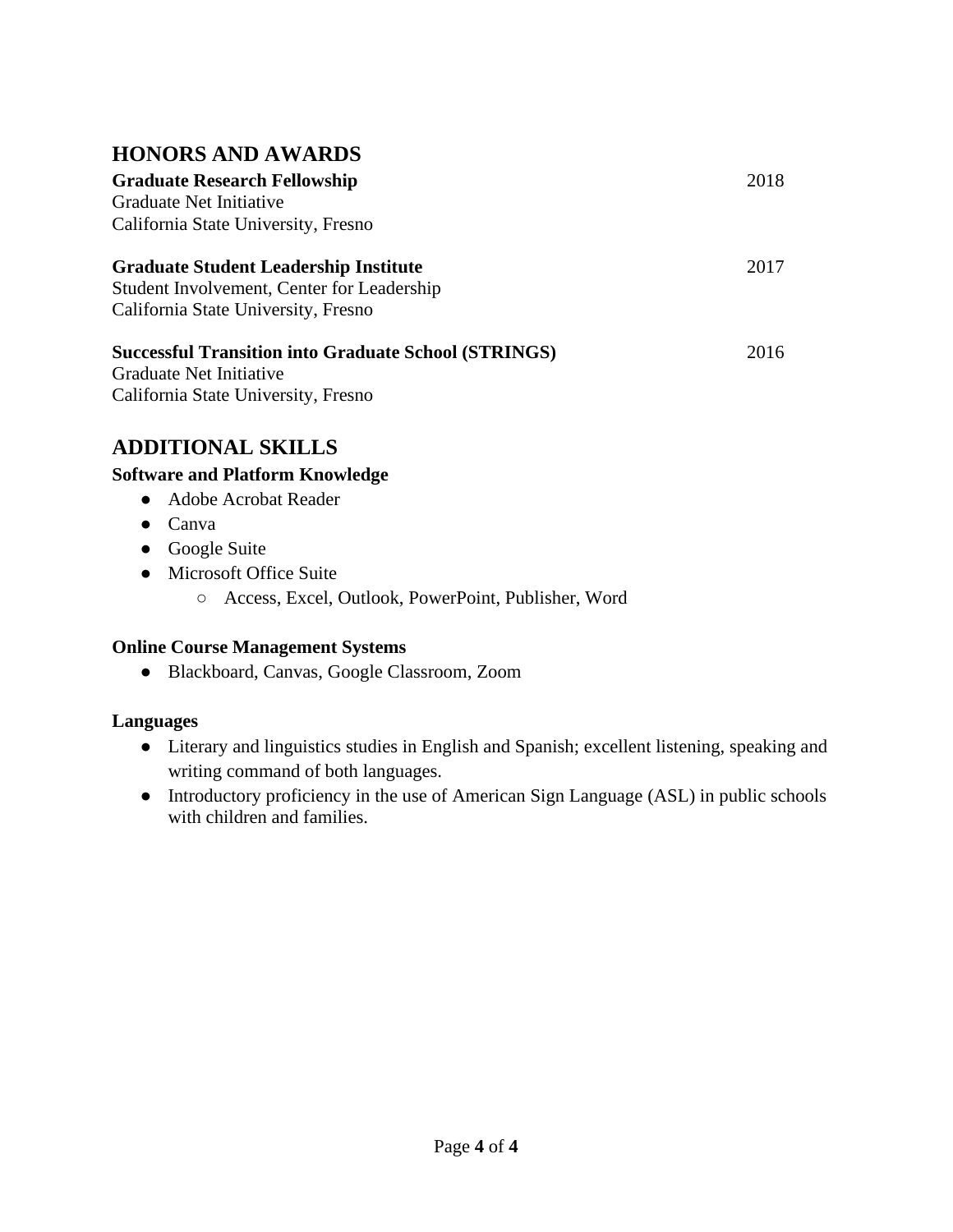## HONORS AND AWARDS

**Graduate Research Fellowship** 2018
Graduate Net Initiative
California State University, Fresno

**Graduate Student Leadership Institute** 2017
Student Involvement, Center for Leadership
California State University, Fresno

**Successful Transition into Graduate School (STRINGS)** 2016
Graduate Net Initiative
California State University, Fresno

## ADDITIONAL SKILLS

**Software and Platform Knowledge**

- Adobe Acrobat Reader
- Canva
- Google Suite
- Microsoft Office Suite
  - Access, Excel, Outlook, PowerPoint, Publisher, Word

**Online Course Management Systems**

- Blackboard, Canvas, Google Classroom, Zoom

**Languages**

- Literary and linguistics studies in English and Spanish; excellent listening, speaking and writing command of both languages.
- Introductory proficiency in the use of American Sign Language (ASL) in public schools with children and families.